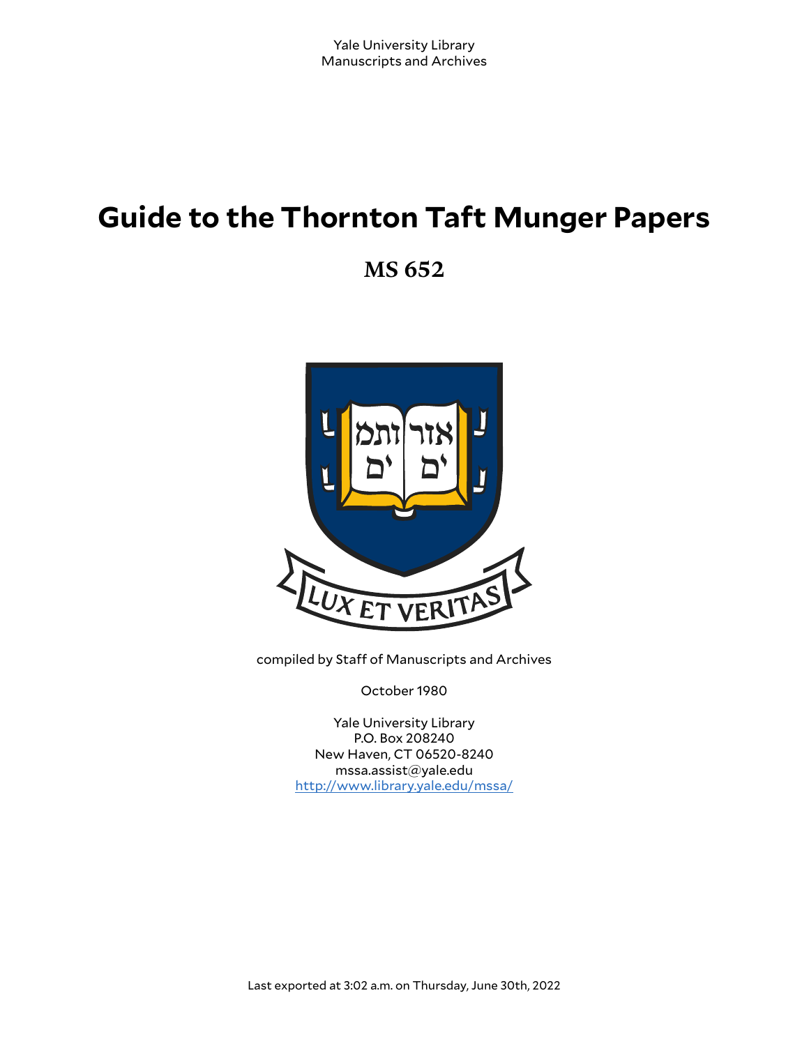Yale University Library
Manuscripts and Archives

# Guide to the Thornton Taft Munger Papers

## MS 652

compiled by Staff of Manuscripts and Archives

October 1980

Yale University Library
P.O. Box 208240
New Haven, CT 06520-8240
mssa.assist@yale.edu
http://www.library.yale.edu/mssa/

Last exported at 3:02 a.m. on Thursday, June 30th, 2022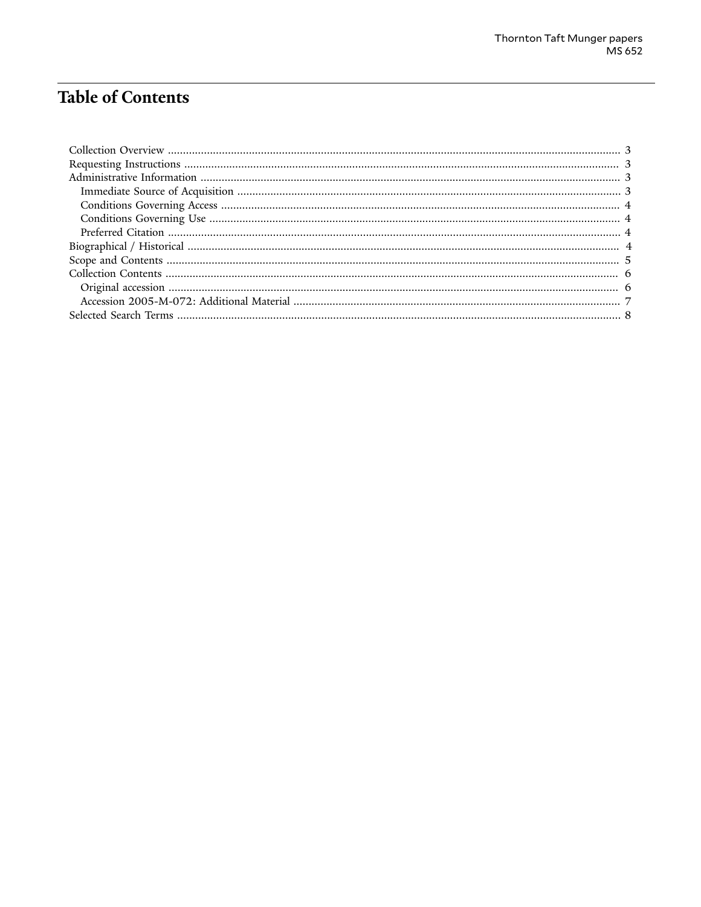# Table of Contents

- Collection Overview ... 3
- Requesting Instructions ... 3
- Administrative Information ... 3
  - Immediate Source of Acquisition ... 3
  - Conditions Governing Access ... 4
  - Conditions Governing Use ... 4
  - Preferred Citation ... 4
- Biographical / Historical ... 4
- Scope and Contents ... 5
- Collection Contents ... 6
  - Original accession ... 6
  - Accession 2005-M-072: Additional Material ... 7
- Selected Search Terms ... 8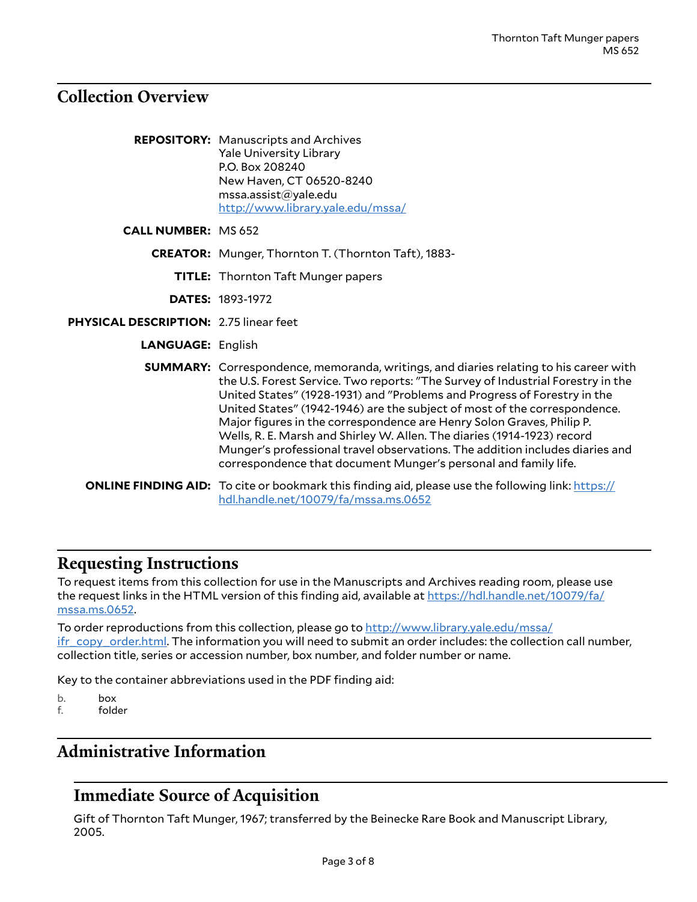## Collection Overview

**REPOSITORY:** Manuscripts and Archives
Yale University Library
P.O. Box 208240
New Haven, CT 06520-8240
mssa.assist@yale.edu
http://www.library.yale.edu/mssa/

**CALL NUMBER:** MS 652

**CREATOR:** Munger, Thornton T. (Thornton Taft), 1883-

**TITLE:** Thornton Taft Munger papers

**DATES:** 1893-1972

**PHYSICAL DESCRIPTION:** 2.75 linear feet

**LANGUAGE:** English

**SUMMARY:** Correspondence, memoranda, writings, and diaries relating to his career with the U.S. Forest Service. Two reports: "The Survey of Industrial Forestry in the United States" (1928-1931) and "Problems and Progress of Forestry in the United States" (1942-1946) are the subject of most of the correspondence. Major figures in the correspondence are Henry Solon Graves, Philip P. Wells, R. E. Marsh and Shirley W. Allen. The diaries (1914-1923) record Munger's professional travel observations. The addition includes diaries and correspondence that document Munger's personal and family life.

**ONLINE FINDING AID:** To cite or bookmark this finding aid, please use the following link: https://hdl.handle.net/10079/fa/mssa.ms.0652

## Requesting Instructions

To request items from this collection for use in the Manuscripts and Archives reading room, please use the request links in the HTML version of this finding aid, available at https://hdl.handle.net/10079/fa/mssa.ms.0652.

To order reproductions from this collection, please go to http://www.library.yale.edu/mssa/ifr_copy_order.html. The information you will need to submit an order includes: the collection call number, collection title, series or accession number, box number, and folder number or name.

Key to the container abbreviations used in the PDF finding aid:

b. box
f. folder

## Administrative Information

### Immediate Source of Acquisition

Gift of Thornton Taft Munger, 1967; transferred by the Beinecke Rare Book and Manuscript Library, 2005.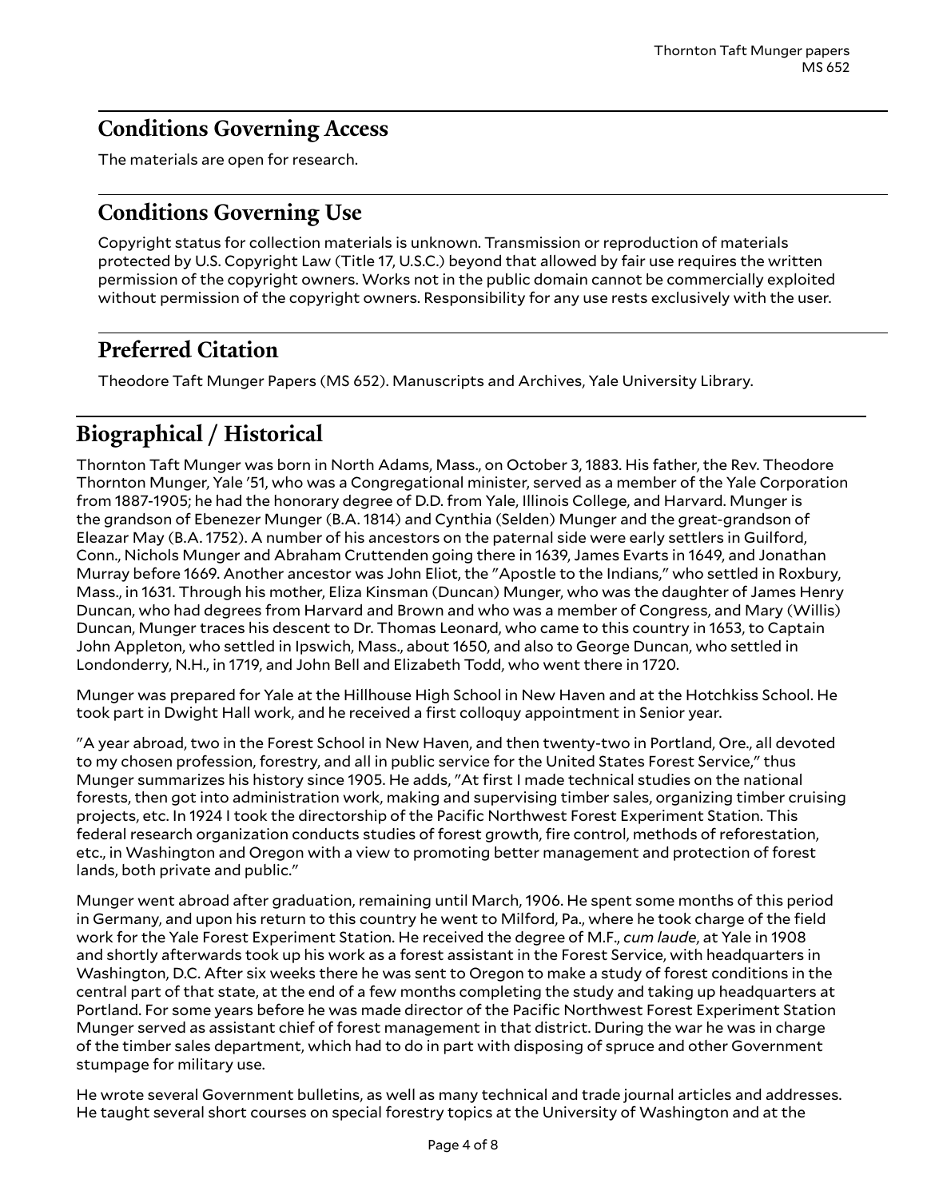## Conditions Governing Access

The materials are open for research.

## Conditions Governing Use

Copyright status for collection materials is unknown. Transmission or reproduction of materials protected by U.S. Copyright Law (Title 17, U.S.C.) beyond that allowed by fair use requires the written permission of the copyright owners. Works not in the public domain cannot be commercially exploited without permission of the copyright owners. Responsibility for any use rests exclusively with the user.

## Preferred Citation

Theodore Taft Munger Papers (MS 652). Manuscripts and Archives, Yale University Library.

# Biographical / Historical

Thornton Taft Munger was born in North Adams, Mass., on October 3, 1883. His father, the Rev. Theodore Thornton Munger, Yale '51, who was a Congregational minister, served as a member of the Yale Corporation from 1887-1905; he had the honorary degree of D.D. from Yale, Illinois College, and Harvard. Munger is the grandson of Ebenezer Munger (B.A. 1814) and Cynthia (Selden) Munger and the great-grandson of Eleazar May (B.A. 1752). A number of his ancestors on the paternal side were early settlers in Guilford, Conn., Nichols Munger and Abraham Cruttenden going there in 1639, James Evarts in 1649, and Jonathan Murray before 1669. Another ancestor was John Eliot, the "Apostle to the Indians," who settled in Roxbury, Mass., in 1631. Through his mother, Eliza Kinsman (Duncan) Munger, who was the daughter of James Henry Duncan, who had degrees from Harvard and Brown and who was a member of Congress, and Mary (Willis) Duncan, Munger traces his descent to Dr. Thomas Leonard, who came to this country in 1653, to Captain John Appleton, who settled in Ipswich, Mass., about 1650, and also to George Duncan, who settled in Londonderry, N.H., in 1719, and John Bell and Elizabeth Todd, who went there in 1720.

Munger was prepared for Yale at the Hillhouse High School in New Haven and at the Hotchkiss School. He took part in Dwight Hall work, and he received a first colloquy appointment in Senior year.

"A year abroad, two in the Forest School in New Haven, and then twenty-two in Portland, Ore., all devoted to my chosen profession, forestry, and all in public service for the United States Forest Service," thus Munger summarizes his history since 1905. He adds, "At first I made technical studies on the national forests, then got into administration work, making and supervising timber sales, organizing timber cruising projects, etc. In 1924 I took the directorship of the Pacific Northwest Forest Experiment Station. This federal research organization conducts studies of forest growth, fire control, methods of reforestation, etc., in Washington and Oregon with a view to promoting better management and protection of forest lands, both private and public."

Munger went abroad after graduation, remaining until March, 1906. He spent some months of this period in Germany, and upon his return to this country he went to Milford, Pa., where he took charge of the field work for the Yale Forest Experiment Station. He received the degree of M.F., *cum laude*, at Yale in 1908 and shortly afterwards took up his work as a forest assistant in the Forest Service, with headquarters in Washington, D.C. After six weeks there he was sent to Oregon to make a study of forest conditions in the central part of that state, at the end of a few months completing the study and taking up headquarters at Portland. For some years before he was made director of the Pacific Northwest Forest Experiment Station Munger served as assistant chief of forest management in that district. During the war he was in charge of the timber sales department, which had to do in part with disposing of spruce and other Government stumpage for military use.

He wrote several Government bulletins, as well as many technical and trade journal articles and addresses. He taught several short courses on special forestry topics at the University of Washington and at the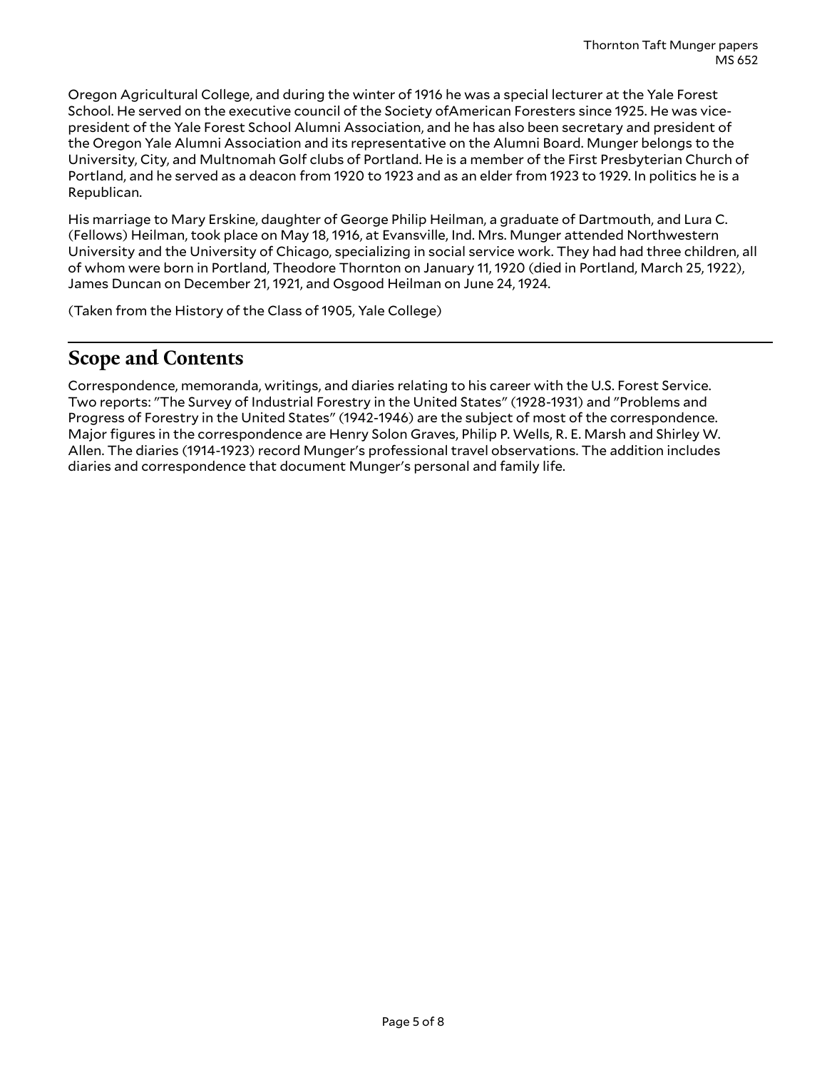Oregon Agricultural College, and during the winter of 1916 he was a special lecturer at the Yale Forest School. He served on the executive council of the Society ofAmerican Foresters since 1925. He was vice-president of the Yale Forest School Alumni Association, and he has also been secretary and president of the Oregon Yale Alumni Association and its representative on the Alumni Board. Munger belongs to the University, City, and Multnomah Golf clubs of Portland. He is a member of the First Presbyterian Church of Portland, and he served as a deacon from 1920 to 1923 and as an elder from 1923 to 1929. In politics he is a Republican.

His marriage to Mary Erskine, daughter of George Philip Heilman, a graduate of Dartmouth, and Lura C. (Fellows) Heilman, took place on May 18, 1916, at Evansville, Ind. Mrs. Munger attended Northwestern University and the University of Chicago, specializing in social service work. They had had three children, all of whom were born in Portland, Theodore Thornton on January 11, 1920 (died in Portland, March 25, 1922), James Duncan on December 21, 1921, and Osgood Heilman on June 24, 1924.

(Taken from the History of the Class of 1905, Yale College)

## Scope and Contents

Correspondence, memoranda, writings, and diaries relating to his career with the U.S. Forest Service. Two reports: "The Survey of Industrial Forestry in the United States" (1928-1931) and "Problems and Progress of Forestry in the United States" (1942-1946) are the subject of most of the correspondence. Major figures in the correspondence are Henry Solon Graves, Philip P. Wells, R. E. Marsh and Shirley W. Allen. The diaries (1914-1923) record Munger's professional travel observations. The addition includes diaries and correspondence that document Munger's personal and family life.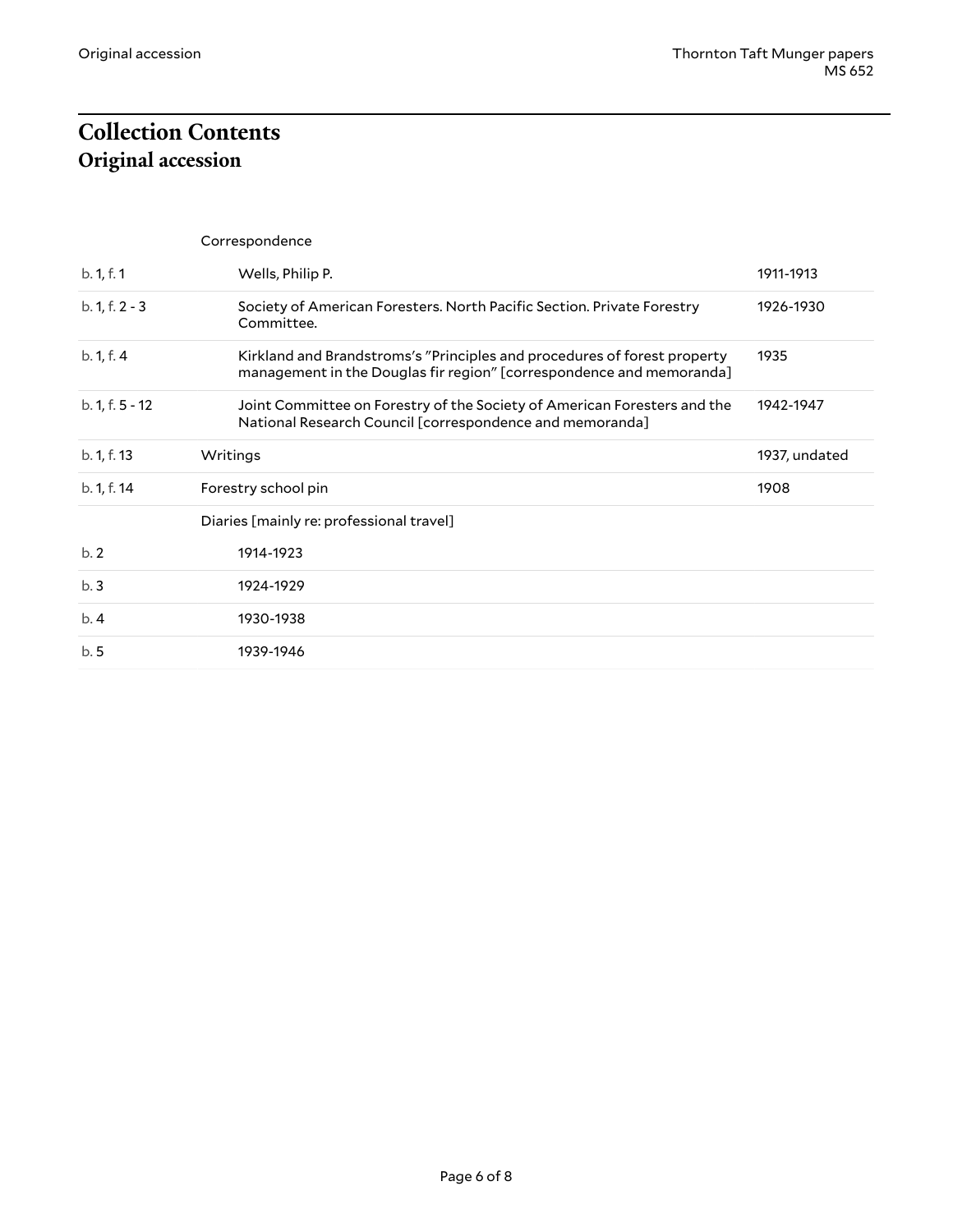# Collection Contents

## Original accession

| | | |
|---|---|---|
| | Correspondence | |
| b. 1, f. 1 | Wells, Philip P. | 1911-1913 |
| b. 1, f. 2 - 3 | Society of American Foresters. North Pacific Section. Private Forestry Committee. | 1926-1930 |
| b. 1, f. 4 | Kirkland and Brandstroms's "Principles and procedures of forest property management in the Douglas fir region" [correspondence and memoranda] | 1935 |
| b. 1, f. 5 - 12 | Joint Committee on Forestry of the Society of American Foresters and the National Research Council [correspondence and memoranda] | 1942-1947 |
| b. 1, f. 13 | Writings | 1937, undated |
| b. 1, f. 14 | Forestry school pin | 1908 |
| | Diaries [mainly re: professional travel] | |
| b. 2 | 1914-1923 | |
| b. 3 | 1924-1929 | |
| b. 4 | 1930-1938 | |
| b. 5 | 1939-1946 | |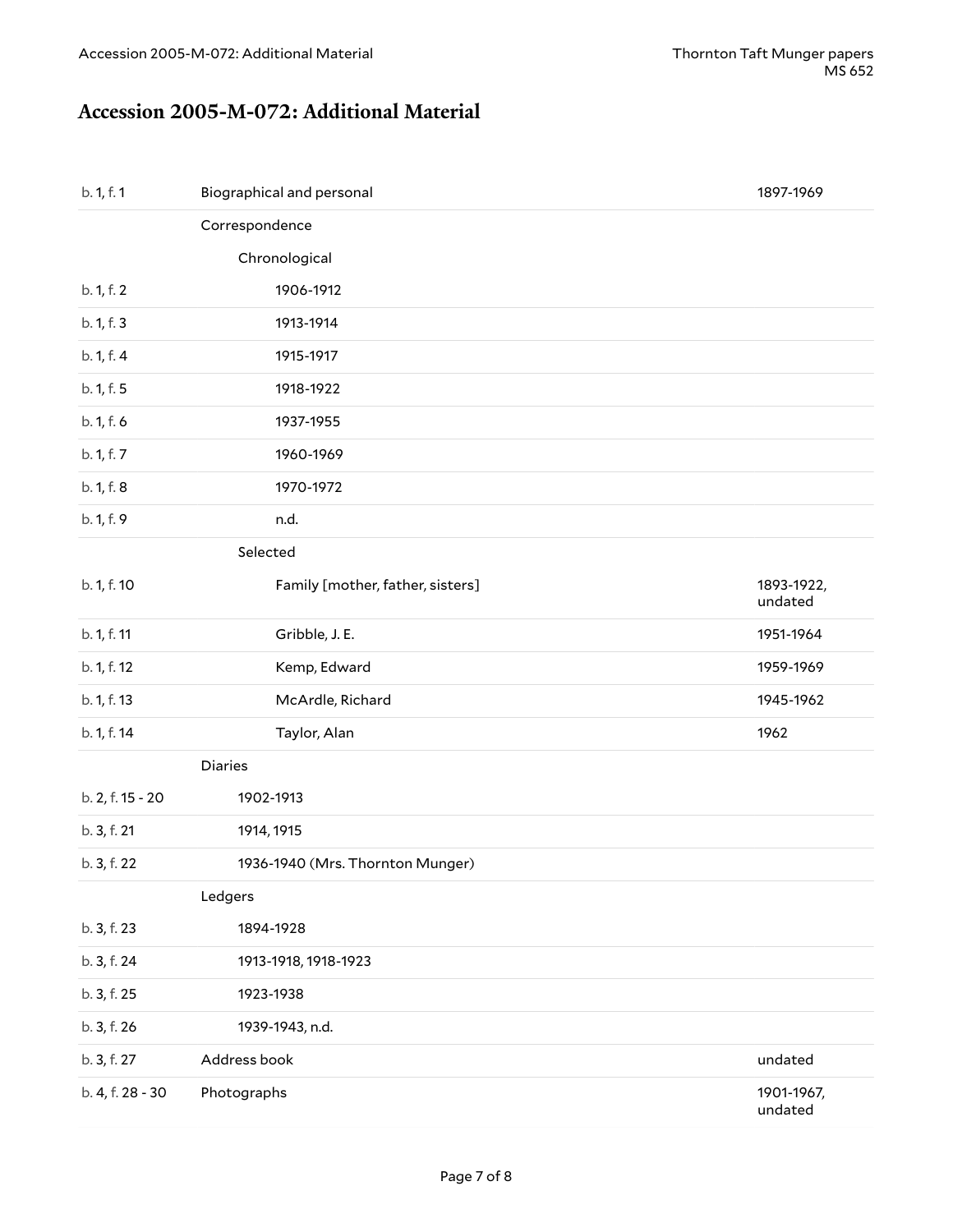## Accession 2005-M-072: Additional Material

| | | |
|---|---|---|
| b. 1, f. 1 | Biographical and personal | 1897-1969 |
| | Correspondence | |
| | Chronological | |
| b. 1, f. 2 | 1906-1912 | |
| b. 1, f. 3 | 1913-1914 | |
| b. 1, f. 4 | 1915-1917 | |
| b. 1, f. 5 | 1918-1922 | |
| b. 1, f. 6 | 1937-1955 | |
| b. 1, f. 7 | 1960-1969 | |
| b. 1, f. 8 | 1970-1972 | |
| b. 1, f. 9 | n.d. | |
| | Selected | |
| b. 1, f. 10 | Family [mother, father, sisters] | 1893-1922, undated |
| b. 1, f. 11 | Gribble, J. E. | 1951-1964 |
| b. 1, f. 12 | Kemp, Edward | 1959-1969 |
| b. 1, f. 13 | McArdle, Richard | 1945-1962 |
| b. 1, f. 14 | Taylor, Alan | 1962 |
| | Diaries | |
| b. 2, f. 15 - 20 | 1902-1913 | |
| b. 3, f. 21 | 1914, 1915 | |
| b. 3, f. 22 | 1936-1940 (Mrs. Thornton Munger) | |
| | Ledgers | |
| b. 3, f. 23 | 1894-1928 | |
| b. 3, f. 24 | 1913-1918, 1918-1923 | |
| b. 3, f. 25 | 1923-1938 | |
| b. 3, f. 26 | 1939-1943, n.d. | |
| b. 3, f. 27 | Address book | undated |
| b. 4, f. 28 - 30 | Photographs | 1901-1967, undated |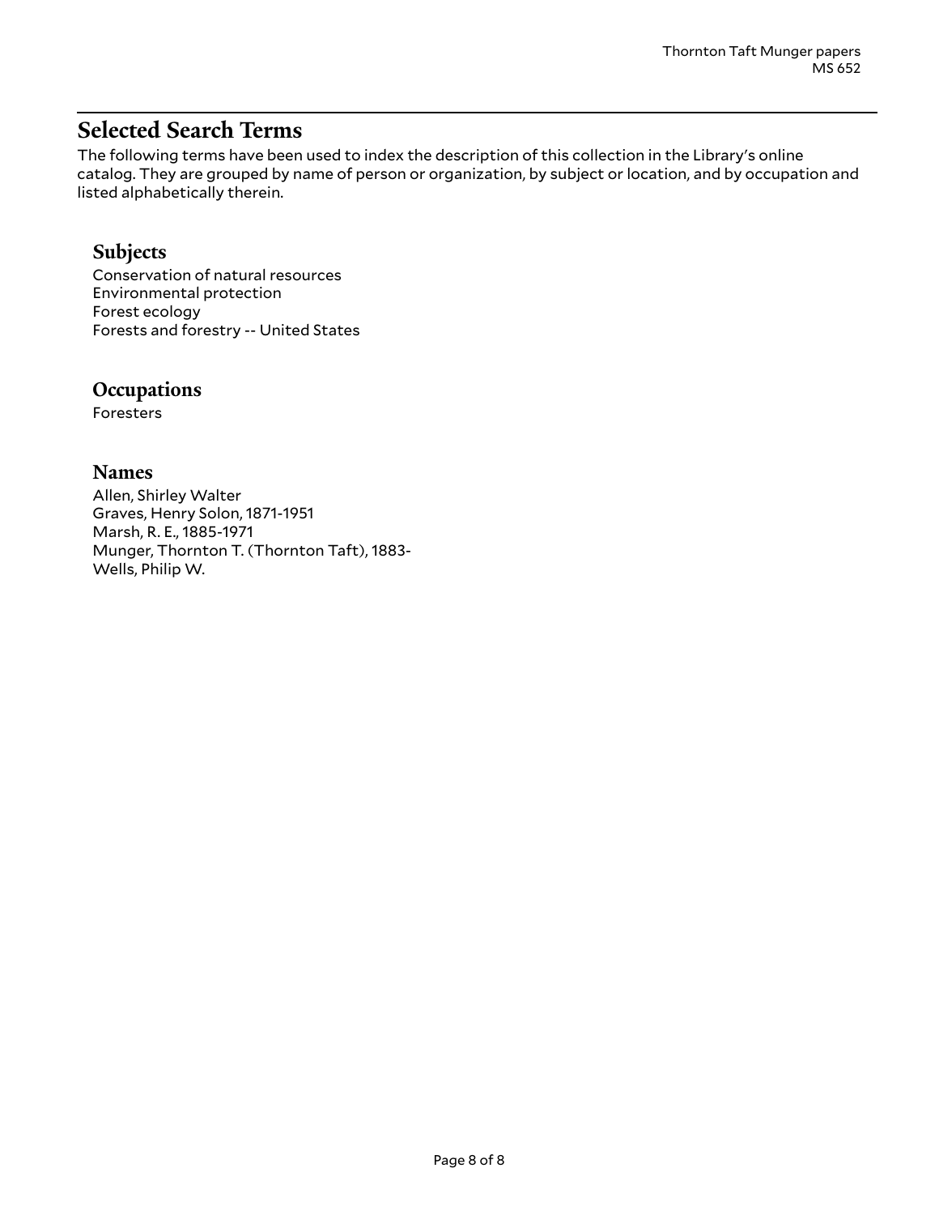## Selected Search Terms

The following terms have been used to index the description of this collection in the Library's online catalog. They are grouped by name of person or organization, by subject or location, and by occupation and listed alphabetically therein.

### Subjects

Conservation of natural resources
Environmental protection
Forest ecology
Forests and forestry -- United States

### Occupations

Foresters

### Names

Allen, Shirley Walter
Graves, Henry Solon, 1871-1951
Marsh, R. E., 1885-1971
Munger, Thornton T. (Thornton Taft), 1883-
Wells, Philip W.